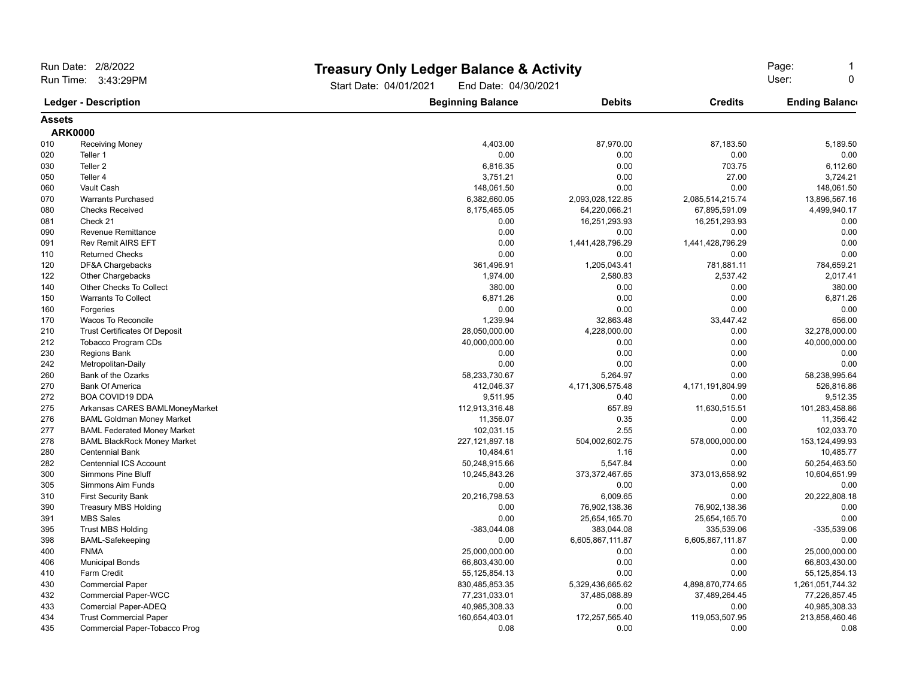Run Date: 2/8/2022
Run Time: 3:43:29PM

# Treasury Only Ledger Balance & Activity

Start Date: 04/01/2021 End Date: 04/30/2021

User: 0

| Ledger | Description | Beginning Balance | Debits | Credits | Ending Balance |
|---|---|---|---|---|---|
| **Assets** | | | | | |
| **ARK0000** | | | | | |
| 010 | Receiving Money | 4,403.00 | 87,970.00 | 87,183.50 | 5,189.50 |
| 020 | Teller 1 | 0.00 | 0.00 | 0.00 | 0.00 |
| 030 | Teller 2 | 6,816.35 | 0.00 | 703.75 | 6,112.60 |
| 050 | Teller 4 | 3,751.21 | 0.00 | 27.00 | 3,724.21 |
| 060 | Vault Cash | 148,061.50 | 0.00 | 0.00 | 148,061.50 |
| 070 | Warrants Purchased | 6,382,660.05 | 2,093,028,122.85 | 2,085,514,215.74 | 13,896,567.16 |
| 080 | Checks Received | 8,175,465.05 | 64,220,066.21 | 67,895,591.09 | 4,499,940.17 |
| 081 | Check 21 | 0.00 | 16,251,293.93 | 16,251,293.93 | 0.00 |
| 090 | Revenue Remittance | 0.00 | 0.00 | 0.00 | 0.00 |
| 091 | Rev Remit AIRS EFT | 0.00 | 1,441,428,796.29 | 1,441,428,796.29 | 0.00 |
| 110 | Returned Checks | 0.00 | 0.00 | 0.00 | 0.00 |
| 120 | DF&A Chargebacks | 361,496.91 | 1,205,043.41 | 781,881.11 | 784,659.21 |
| 122 | Other Chargebacks | 1,974.00 | 2,580.83 | 2,537.42 | 2,017.41 |
| 140 | Other Checks To Collect | 380.00 | 0.00 | 0.00 | 380.00 |
| 150 | Warrants To Collect | 6,871.26 | 0.00 | 0.00 | 6,871.26 |
| 160 | Forgeries | 0.00 | 0.00 | 0.00 | 0.00 |
| 170 | Wacos To Reconcile | 1,239.94 | 32,863.48 | 33,447.42 | 656.00 |
| 210 | Trust Certificates Of Deposit | 28,050,000.00 | 4,228,000.00 | 0.00 | 32,278,000.00 |
| 212 | Tobacco Program CDs | 40,000,000.00 | 0.00 | 0.00 | 40,000,000.00 |
| 230 | Regions Bank | 0.00 | 0.00 | 0.00 | 0.00 |
| 242 | Metropolitan-Daily | 0.00 | 0.00 | 0.00 | 0.00 |
| 260 | Bank of the Ozarks | 58,233,730.67 | 5,264.97 | 0.00 | 58,238,995.64 |
| 270 | Bank Of America | 412,046.37 | 4,171,306,575.48 | 4,171,191,804.99 | 526,816.86 |
| 272 | BOA COVID19 DDA | 9,511.95 | 0.40 | 0.00 | 9,512.35 |
| 275 | Arkansas CARES BAMLMoneyMarket | 112,913,316.48 | 657.89 | 11,630,515.51 | 101,283,458.86 |
| 276 | BAML Goldman Money Market | 11,356.07 | 0.35 | 0.00 | 11,356.42 |
| 277 | BAML Federated Money Market | 102,031.15 | 2.55 | 0.00 | 102,033.70 |
| 278 | BAML BlackRock Money Market | 227,121,897.18 | 504,002,602.75 | 578,000,000.00 | 153,124,499.93 |
| 280 | Centennial Bank | 10,484.61 | 1.16 | 0.00 | 10,485.77 |
| 282 | Centennial ICS Account | 50,248,915.66 | 5,547.84 | 0.00 | 50,254,463.50 |
| 300 | Simmons Pine Bluff | 10,245,843.26 | 373,372,467.65 | 373,013,658.92 | 10,604,651.99 |
| 305 | Simmons Aim Funds | 0.00 | 0.00 | 0.00 | 0.00 |
| 310 | First Security Bank | 20,216,798.53 | 6,009.65 | 0.00 | 20,222,808.18 |
| 390 | Treasury MBS Holding | 0.00 | 76,902,138.36 | 76,902,138.36 | 0.00 |
| 391 | MBS Sales | 0.00 | 25,654,165.70 | 25,654,165.70 | 0.00 |
| 395 | Trust MBS Holding | -383,044.08 | 383,044.08 | 335,539.06 | -335,539.06 |
| 398 | BAML-Safekeeping | 0.00 | 6,605,867,111.87 | 6,605,867,111.87 | 0.00 |
| 400 | FNMA | 25,000,000.00 | 0.00 | 0.00 | 25,000,000.00 |
| 406 | Municipal Bonds | 66,803,430.00 | 0.00 | 0.00 | 66,803,430.00 |
| 410 | Farm Credit | 55,125,854.13 | 0.00 | 0.00 | 55,125,854.13 |
| 430 | Commercial Paper | 830,485,853.35 | 5,329,436,665.62 | 4,898,870,774.65 | 1,261,051,744.32 |
| 432 | Commercial Paper-WCC | 77,231,033.01 | 37,485,088.89 | 37,489,264.45 | 77,226,857.45 |
| 433 | Comercial Paper-ADEQ | 40,985,308.33 | 0.00 | 0.00 | 40,985,308.33 |
| 434 | Trust Commercial Paper | 160,654,403.01 | 172,257,565.40 | 119,053,507.95 | 213,858,460.46 |
| 435 | Commercial Paper-Tobacco Prog | 0.08 | 0.00 | 0.00 | 0.08 |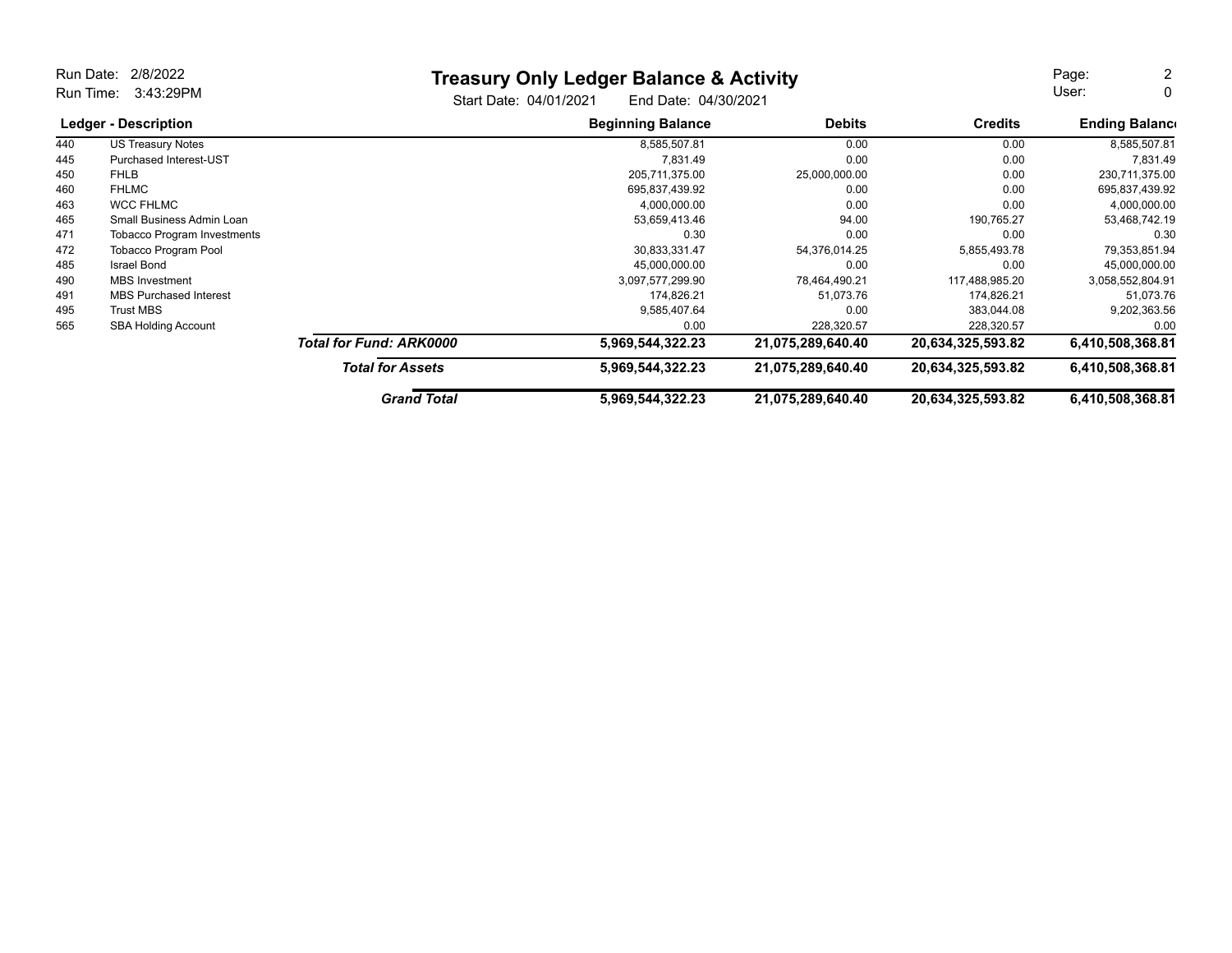Run Date: 2/8/2022
Run Time: 3:43:29PM

# Treasury Only Ledger Balance & Activity

Start Date: 04/01/2021 End Date: 04/30/2021

User: 0

| Ledger | Description | | Beginning Balance | Debits | Credits | Ending Balance |
|---|---|---|---|---|---|---|
| 440 | US Treasury Notes | | 8,585,507.81 | 0.00 | 0.00 | 8,585,507.81 |
| 445 | Purchased Interest-UST | | 7,831.49 | 0.00 | 0.00 | 7,831.49 |
| 450 | FHLB | | 205,711,375.00 | 25,000,000.00 | 0.00 | 230,711,375.00 |
| 460 | FHLMC | | 695,837,439.92 | 0.00 | 0.00 | 695,837,439.92 |
| 463 | WCC FHLMC | | 4,000,000.00 | 0.00 | 0.00 | 4,000,000.00 |
| 465 | Small Business Admin Loan | | 53,659,413.46 | 94.00 | 190,765.27 | 53,468,742.19 |
| 471 | Tobacco Program Investments | | 0.30 | 0.00 | 0.00 | 0.30 |
| 472 | Tobacco Program Pool | | 30,833,331.47 | 54,376,014.25 | 5,855,493.78 | 79,353,851.94 |
| 485 | Israel Bond | | 45,000,000.00 | 0.00 | 0.00 | 45,000,000.00 |
| 490 | MBS Investment | | 3,097,577,299.90 | 78,464,490.21 | 117,488,985.20 | 3,058,552,804.91 |
| 491 | MBS Purchased Interest | | 174,826.21 | 51,073.76 | 174,826.21 | 51,073.76 |
| 495 | Trust MBS | | 9,585,407.64 | 0.00 | 383,044.08 | 9,202,363.56 |
| 565 | SBA Holding Account | | 0.00 | 228,320.57 | 228,320.57 | 0.00 |
| | | ***Total for Fund: ARK0000*** | **5,969,544,322.23** | **21,075,289,640.40** | **20,634,325,593.82** | **6,410,508,368.81** |
| | | ***Total for Assets*** | **5,969,544,322.23** | **21,075,289,640.40** | **20,634,325,593.82** | **6,410,508,368.81** |
| | | ***Grand Total*** | **5,969,544,322.23** | **21,075,289,640.40** | **20,634,325,593.82** | **6,410,508,368.81** |